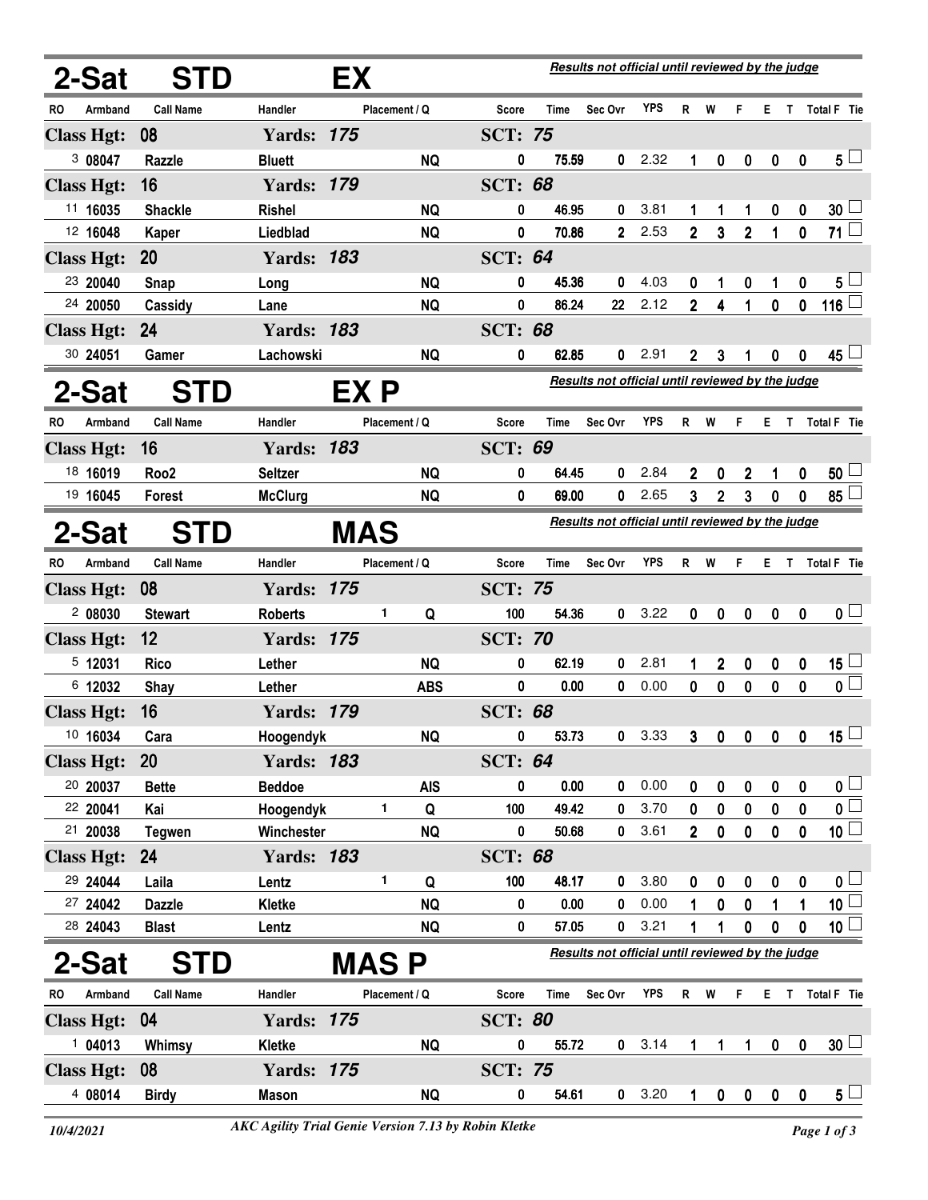## 2-Sat STD EX

*Results not official until reviewed by the judge*

| RO | Armband | Call Name | Handler | Placement / Q | | Score | Time | Sec Ovr | YPS | R | W | F | E | T | Total F | Tie |
|---|---|---|---|---|---|---|---|---|---|---|---|---|---|---|---|---|
| **Class Hgt: 08** | | | **Yards: 175** | | | **SCT: 75** | | | | | | | | | | |
| 3 | 08047 | Razzle | Bluett | | NQ | 0 | 75.59 | 0 | 2.32 | 1 | 0 | 0 | 0 | 0 | 5 | ☐ |
| **Class Hgt: 16** | | | **Yards: 179** | | | **SCT: 68** | | | | | | | | | | |
| 11 | 16035 | Shackle | Rishel | | NQ | 0 | 46.95 | 0 | 3.81 | 1 | 1 | 1 | 0 | 0 | 30 | ☐ |
| 12 | 16048 | Kaper | Liedblad | | NQ | 0 | 70.86 | 2 | 2.53 | 2 | 3 | 2 | 1 | 0 | 71 | ☐ |
| **Class Hgt: 20** | | | **Yards: 183** | | | **SCT: 64** | | | | | | | | | | |
| 23 | 20040 | Snap | Long | | NQ | 0 | 45.36 | 0 | 4.03 | 0 | 1 | 0 | 1 | 0 | 5 | ☐ |
| 24 | 20050 | Cassidy | Lane | | NQ | 0 | 86.24 | 22 | 2.12 | 2 | 4 | 1 | 0 | 0 | 116 | ☐ |
| **Class Hgt: 24** | | | **Yards: 183** | | | **SCT: 68** | | | | | | | | | | |
| 30 | 24051 | Gamer | Lachowski | | NQ | 0 | 62.85 | 0 | 2.91 | 2 | 3 | 1 | 0 | 0 | 45 | ☐ |

## 2-Sat STD EX P

*Results not official until reviewed by the judge*

| RO | Armband | Call Name | Handler | Placement / Q | | Score | Time | Sec Ovr | YPS | R | W | F | E | T | Total F | Tie |
|---|---|---|---|---|---|---|---|---|---|---|---|---|---|---|---|---|
| **Class Hgt: 16** | | | **Yards: 183** | | | **SCT: 69** | | | | | | | | | | |
| 18 | 16019 | Roo2 | Seltzer | | NQ | 0 | 64.45 | 0 | 2.84 | 2 | 0 | 2 | 1 | 0 | 50 | ☐ |
| 19 | 16045 | Forest | McClurg | | NQ | 0 | 69.00 | 0 | 2.65 | 3 | 2 | 3 | 0 | 0 | 85 | ☐ |

## 2-Sat STD MAS

*Results not official until reviewed by the judge*

| RO | Armband | Call Name | Handler | Placement / Q | | Score | Time | Sec Ovr | YPS | R | W | F | E | T | Total F | Tie |
|---|---|---|---|---|---|---|---|---|---|---|---|---|---|---|---|---|
| **Class Hgt: 08** | | | **Yards: 175** | | | **SCT: 75** | | | | | | | | | | |
| 2 | 08030 | Stewart | Roberts | 1 | Q | 100 | 54.36 | 0 | 3.22 | 0 | 0 | 0 | 0 | 0 | 0 | ☐ |
| **Class Hgt: 12** | | | **Yards: 175** | | | **SCT: 70** | | | | | | | | | | |
| 5 | 12031 | Rico | Lether | | NQ | 0 | 62.19 | 0 | 2.81 | 1 | 2 | 0 | 0 | 0 | 15 | ☐ |
| 6 | 12032 | Shay | Lether | | ABS | 0 | 0.00 | 0 | 0.00 | 0 | 0 | 0 | 0 | 0 | 0 | ☐ |
| **Class Hgt: 16** | | | **Yards: 179** | | | **SCT: 68** | | | | | | | | | | |
| 10 | 16034 | Cara | Hoogendyk | | NQ | 0 | 53.73 | 0 | 3.33 | 3 | 0 | 0 | 0 | 0 | 15 | ☐ |
| **Class Hgt: 20** | | | **Yards: 183** | | | **SCT: 64** | | | | | | | | | | |
| 20 | 20037 | Bette | Beddoe | | AIS | 0 | 0.00 | 0 | 0.00 | 0 | 0 | 0 | 0 | 0 | 0 | ☐ |
| 22 | 20041 | Kai | Hoogendyk | 1 | Q | 100 | 49.42 | 0 | 3.70 | 0 | 0 | 0 | 0 | 0 | 0 | ☐ |
| 21 | 20038 | Tegwen | Winchester | | NQ | 0 | 50.68 | 0 | 3.61 | 2 | 0 | 0 | 0 | 0 | 10 | ☐ |
| **Class Hgt: 24** | | | **Yards: 183** | | | **SCT: 68** | | | | | | | | | | |
| 29 | 24044 | Laila | Lentz | 1 | Q | 100 | 48.17 | 0 | 3.80 | 0 | 0 | 0 | 0 | 0 | 0 | ☐ |
| 27 | 24042 | Dazzle | Kletke | | NQ | 0 | 0.00 | 0 | 0.00 | 1 | 0 | 0 | 1 | 1 | 10 | ☐ |
| 28 | 24043 | Blast | Lentz | | NQ | 0 | 57.05 | 0 | 3.21 | 1 | 1 | 0 | 0 | 0 | 10 | ☐ |

## 2-Sat STD MAS P

*Results not official until reviewed by the judge*

| RO | Armband | Call Name | Handler | Placement / Q | | Score | Time | Sec Ovr | YPS | R | W | F | E | T | Total F | Tie |
|---|---|---|---|---|---|---|---|---|---|---|---|---|---|---|---|---|
| **Class Hgt: 04** | | | **Yards: 175** | | | **SCT: 80** | | | | | | | | | | |
| 1 | 04013 | Whimsy | Kletke | | NQ | 0 | 55.72 | 0 | 3.14 | 1 | 1 | 1 | 0 | 0 | 30 | ☐ |
| **Class Hgt: 08** | | | **Yards: 175** | | | **SCT: 75** | | | | | | | | | | |
| 4 | 08014 | Birdy | Mason | | NQ | 0 | 54.61 | 0 | 3.20 | 1 | 0 | 0 | 0 | 0 | 5 | ☐ |

*10/4/2021* *AKC Agility Trial Genie Version 7.13 by Robin Kletke*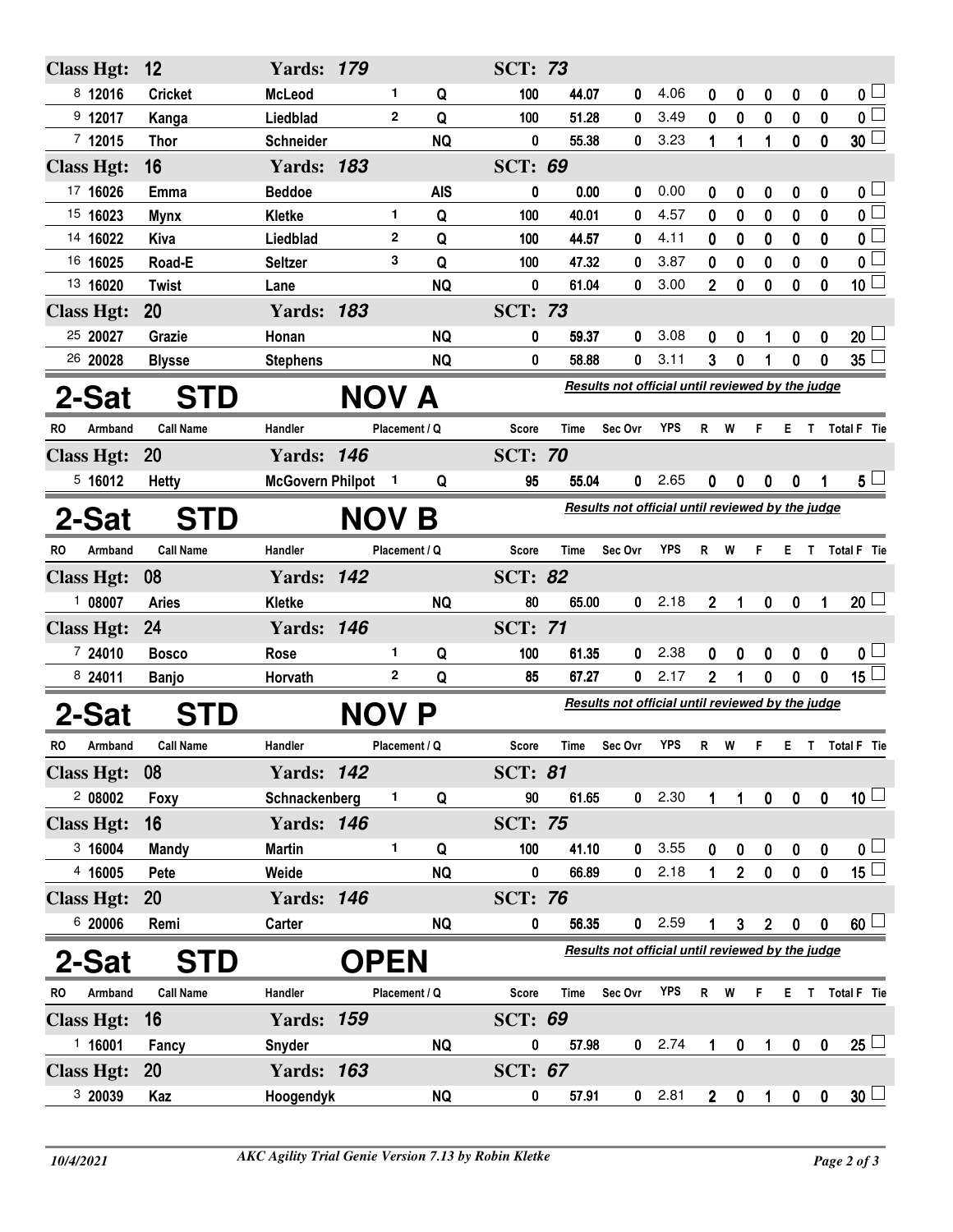| RO | Armband | Call Name | Handler | Placement | Q | Score | Time | Sec Ovr | YPS | R | W | F | E | T | Total F | Tie |
|---|---|---|---|---|---|---|---|---|---|---|---|---|---|---|---|---|
| **Class Hgt: 12** | | | **Yards: 179** | | | **SCT: 73** | | | | | | | | | | |
| 8 | 12016 | Cricket | McLeod | 1 | Q | 100 | 44.07 | 0 | 4.06 | 0 | 0 | 0 | 0 | 0 | 0 | ☐ |
| 9 | 12017 | Kanga | Liedblad | 2 | Q | 100 | 51.28 | 0 | 3.49 | 0 | 0 | 0 | 0 | 0 | 0 | ☐ |
| 7 | 12015 | Thor | Schneider | | NQ | 0 | 55.38 | 0 | 3.23 | 1 | 1 | 1 | 0 | 0 | 30 | ☐ |
| **Class Hgt: 16** | | | **Yards: 183** | | | **SCT: 69** | | | | | | | | | | |
| 17 | 16026 | Emma | Beddoe | | AIS | 0 | 0.00 | 0 | 0.00 | 0 | 0 | 0 | 0 | 0 | 0 | ☐ |
| 15 | 16023 | Mynx | Kletke | 1 | Q | 100 | 40.01 | 0 | 4.57 | 0 | 0 | 0 | 0 | 0 | 0 | ☐ |
| 14 | 16022 | Kiva | Liedblad | 2 | Q | 100 | 44.57 | 0 | 4.11 | 0 | 0 | 0 | 0 | 0 | 0 | ☐ |
| 16 | 16025 | Road-E | Seltzer | 3 | Q | 100 | 47.32 | 0 | 3.87 | 0 | 0 | 0 | 0 | 0 | 0 | ☐ |
| 13 | 16020 | Twist | Lane | | NQ | 0 | 61.04 | 0 | 3.00 | 2 | 0 | 0 | 0 | 0 | 10 | ☐ |
| **Class Hgt: 20** | | | **Yards: 183** | | | **SCT: 73** | | | | | | | | | | |
| 25 | 20027 | Grazie | Honan | | NQ | 0 | 59.37 | 0 | 3.08 | 0 | 0 | 1 | 0 | 0 | 20 | ☐ |
| 26 | 20028 | Blysse | Stephens | | NQ | 0 | 58.88 | 0 | 3.11 | 3 | 0 | 1 | 0 | 0 | 35 | ☐ |

## 2-Sat STD NOV A

*Results not official until reviewed by the judge*

| RO | Armband | Call Name | Handler | Placement | Q | Score | Time | Sec Ovr | YPS | R | W | F | E | T | Total F | Tie |
|---|---|---|---|---|---|---|---|---|---|---|---|---|---|---|---|---|
| **Class Hgt: 20** | | | **Yards: 146** | | | **SCT: 70** | | | | | | | | | | |
| 5 | 16012 | Hetty | McGovern Philpot | 1 | Q | 95 | 55.04 | 0 | 2.65 | 0 | 0 | 0 | 0 | 1 | 5 | ☐ |

## 2-Sat STD NOV B

*Results not official until reviewed by the judge*

| RO | Armband | Call Name | Handler | Placement | Q | Score | Time | Sec Ovr | YPS | R | W | F | E | T | Total F | Tie |
|---|---|---|---|---|---|---|---|---|---|---|---|---|---|---|---|---|
| **Class Hgt: 08** | | | **Yards: 142** | | | **SCT: 82** | | | | | | | | | | |
| 1 | 08007 | Aries | Kletke | | NQ | 80 | 65.00 | 0 | 2.18 | 2 | 1 | 0 | 0 | 1 | 20 | ☐ |
| **Class Hgt: 24** | | | **Yards: 146** | | | **SCT: 71** | | | | | | | | | | |
| 7 | 24010 | Bosco | Rose | 1 | Q | 100 | 61.35 | 0 | 2.38 | 0 | 0 | 0 | 0 | 0 | 0 | ☐ |
| 8 | 24011 | Banjo | Horvath | 2 | Q | 85 | 67.27 | 0 | 2.17 | 2 | 1 | 0 | 0 | 0 | 15 | ☐ |

## 2-Sat STD NOV P

*Results not official until reviewed by the judge*

| RO | Armband | Call Name | Handler | Placement | Q | Score | Time | Sec Ovr | YPS | R | W | F | E | T | Total F | Tie |
|---|---|---|---|---|---|---|---|---|---|---|---|---|---|---|---|---|
| **Class Hgt: 08** | | | **Yards: 142** | | | **SCT: 81** | | | | | | | | | | |
| 2 | 08002 | Foxy | Schnackenberg | 1 | Q | 90 | 61.65 | 0 | 2.30 | 1 | 1 | 0 | 0 | 0 | 10 | ☐ |
| **Class Hgt: 16** | | | **Yards: 146** | | | **SCT: 75** | | | | | | | | | | |
| 3 | 16004 | Mandy | Martin | 1 | Q | 100 | 41.10 | 0 | 3.55 | 0 | 0 | 0 | 0 | 0 | 0 | ☐ |
| 4 | 16005 | Pete | Weide | | NQ | 0 | 66.89 | 0 | 2.18 | 1 | 2 | 0 | 0 | 0 | 15 | ☐ |
| **Class Hgt: 20** | | | **Yards: 146** | | | **SCT: 76** | | | | | | | | | | |
| 6 | 20006 | Remi | Carter | | NQ | 0 | 56.35 | 0 | 2.59 | 1 | 3 | 2 | 0 | 0 | 60 | ☐ |

## 2-Sat STD OPEN

*Results not official until reviewed by the judge*

| RO | Armband | Call Name | Handler | Placement | Q | Score | Time | Sec Ovr | YPS | R | W | F | E | T | Total F | Tie |
|---|---|---|---|---|---|---|---|---|---|---|---|---|---|---|---|---|
| **Class Hgt: 16** | | | **Yards: 159** | | | **SCT: 69** | | | | | | | | | | |
| 1 | 16001 | Fancy | Snyder | | NQ | 0 | 57.98 | 0 | 2.74 | 1 | 0 | 1 | 0 | 0 | 25 | ☐ |
| **Class Hgt: 20** | | | **Yards: 163** | | | **SCT: 67** | | | | | | | | | | |
| 3 | 20039 | Kaz | Hoogendyk | | NQ | 0 | 57.91 | 0 | 2.81 | 2 | 0 | 1 | 0 | 0 | 30 | ☐ |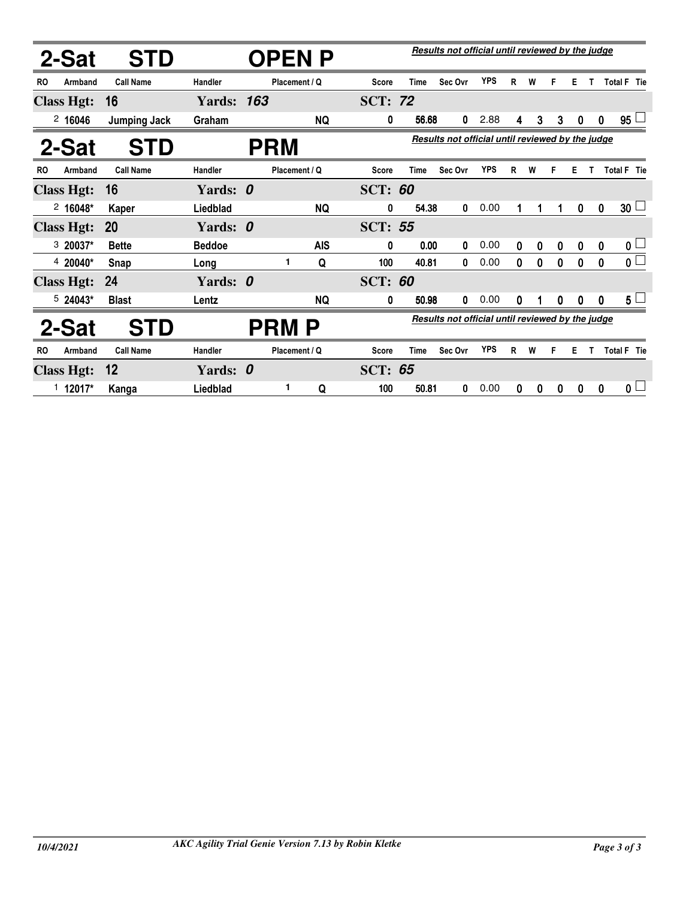## 2-Sat STD OPEN P

*Results not official until reviewed by the judge*

| RO | Armband | Call Name | Handler | Placement / Q | | Score | Time | Sec Ovr | YPS | R | W | F | E | T | Total F | Tie |
|---|---|---|---|---|---|---|---|---|---|---|---|---|---|---|---|---|
| **Class Hgt:** | | 16 | Yards: 163 | | | SCT: 72 | | | | | | | | | | |
| 2 | 16046 | Jumping Jack | Graham | | NQ | 0 | 56.68 | 0 | 2.88 | 4 | 3 | 3 | 0 | 0 | 95 | ☐ |

## 2-Sat STD PRM

*Results not official until reviewed by the judge*

| RO | Armband | Call Name | Handler | Placement / Q | | Score | Time | Sec Ovr | YPS | R | W | F | E | T | Total F | Tie |
|---|---|---|---|---|---|---|---|---|---|---|---|---|---|---|---|---|
| **Class Hgt:** | | 16 | Yards: 0 | | | SCT: 60 | | | | | | | | | | |
| 2 | 16048* | Kaper | Liedblad | | NQ | 0 | 54.38 | 0 | 0.00 | 1 | 1 | 1 | 0 | 0 | 30 | ☐ |
| **Class Hgt:** | | 20 | Yards: 0 | | | SCT: 55 | | | | | | | | | | |
| 3 | 20037* | Bette | Beddoe | | AIS | 0 | 0.00 | 0 | 0.00 | 0 | 0 | 0 | 0 | 0 | 0 | ☐ |
| 4 | 20040* | Snap | Long | 1 | Q | 100 | 40.81 | 0 | 0.00 | 0 | 0 | 0 | 0 | 0 | 0 | ☐ |
| **Class Hgt:** | | 24 | Yards: 0 | | | SCT: 60 | | | | | | | | | | |
| 5 | 24043* | Blast | Lentz | | NQ | 0 | 50.98 | 0 | 0.00 | 0 | 1 | 0 | 0 | 0 | 5 | ☐ |

## 2-Sat STD PRM P

*Results not official until reviewed by the judge*

| RO | Armband | Call Name | Handler | Placement / Q | | Score | Time | Sec Ovr | YPS | R | W | F | E | T | Total F | Tie |
|---|---|---|---|---|---|---|---|---|---|---|---|---|---|---|---|---|
| **Class Hgt:** | | 12 | Yards: 0 | | | SCT: 65 | | | | | | | | | | |
| 1 | 12017* | Kanga | Liedblad | 1 | Q | 100 | 50.81 | 0 | 0.00 | 0 | 0 | 0 | 0 | 0 | 0 | ☐ |

*10/4/2021* *AKC Agility Trial Genie Version 7.13 by Robin Kletke*